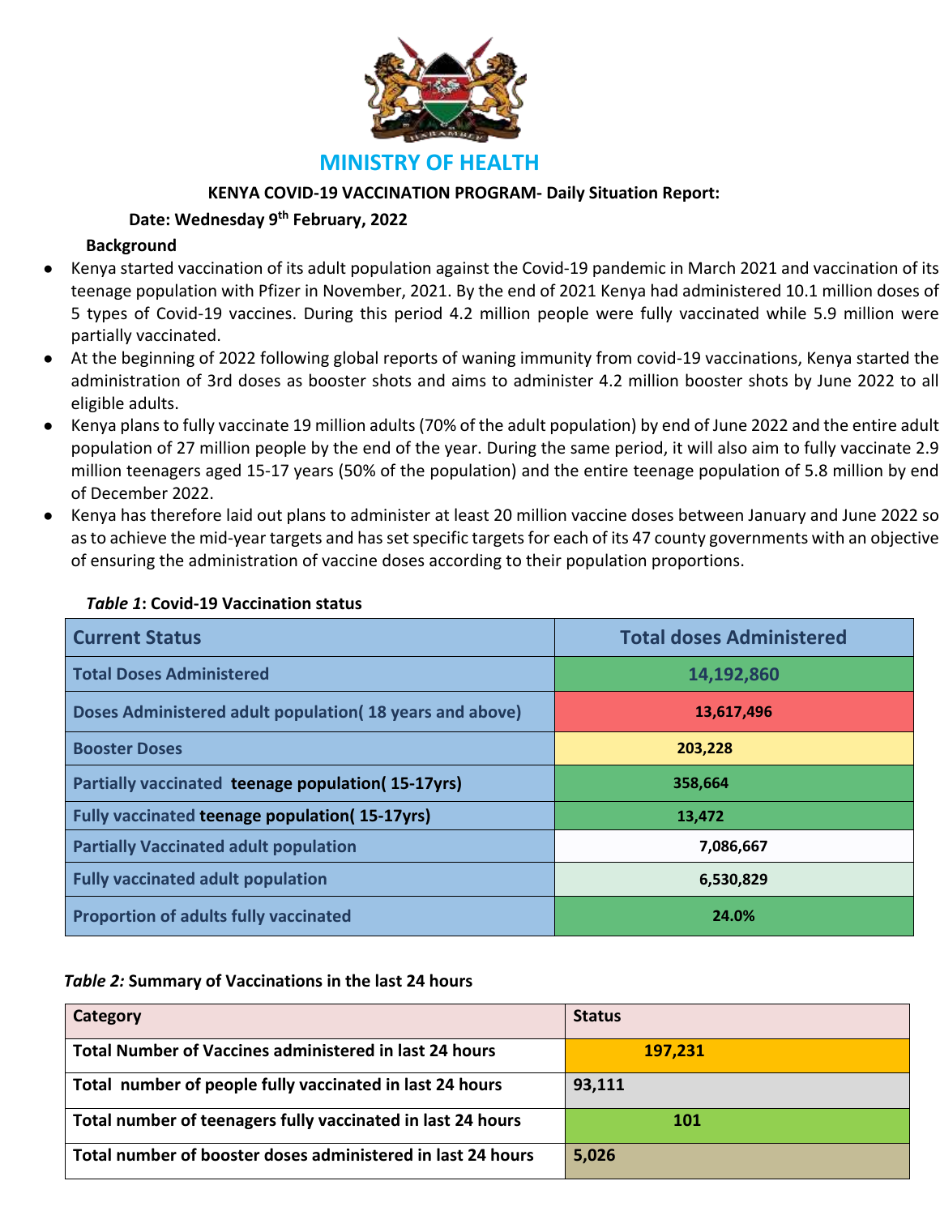# MINISTRY OF HEALTH

**KENYA COVID-19 VACCINATION PROGRAM- Daily Situation Report:**

**Date: Wednesday 9th February, 2022**

**Background**

- Kenya started vaccination of its adult population against the Covid-19 pandemic in March 2021 and vaccination of its teenage population with Pfizer in November, 2021. By the end of 2021 Kenya had administered 10.1 million doses of 5 types of Covid-19 vaccines. During this period 4.2 million people were fully vaccinated while 5.9 million were partially vaccinated.
- At the beginning of 2022 following global reports of waning immunity from covid-19 vaccinations, Kenya started the administration of 3rd doses as booster shots and aims to administer 4.2 million booster shots by June 2022 to all eligible adults.
- Kenya plans to fully vaccinate 19 million adults (70% of the adult population) by end of June 2022 and the entire adult population of 27 million people by the end of the year. During the same period, it will also aim to fully vaccinate 2.9 million teenagers aged 15-17 years (50% of the population) and the entire teenage population of 5.8 million by end of December 2022.
- Kenya has therefore laid out plans to administer at least 20 million vaccine doses between January and June 2022 so as to achieve the mid-year targets and has set specific targets for each of its 47 county governments with an objective of ensuring the administration of vaccine doses according to their population proportions.

***Table 1*: Covid-19 Vaccination status**

| Current Status | Total doses Administered |
|---|---|
| Total Doses Administered | 14,192,860 |
| Doses Administered adult population( 18 years and above) | 13,617,496 |
| Booster Doses | 203,228 |
| Partially vaccinated teenage population( 15-17yrs) | 358,664 |
| Fully vaccinated teenage population( 15-17yrs) | 13,472 |
| Partially Vaccinated adult population | 7,086,667 |
| Fully vaccinated adult population | 6,530,829 |
| Proportion of adults fully vaccinated | 24.0% |

***Table 2:* Summary of Vaccinations in the last 24 hours**

| Category | Status |
|---|---|
| Total Number of Vaccines administered in last 24 hours | 197,231 |
| Total number of people fully vaccinated in last 24 hours | 93,111 |
| Total number of teenagers fully vaccinated in last 24 hours | 101 |
| Total number of booster doses administered in last 24 hours | 5,026 |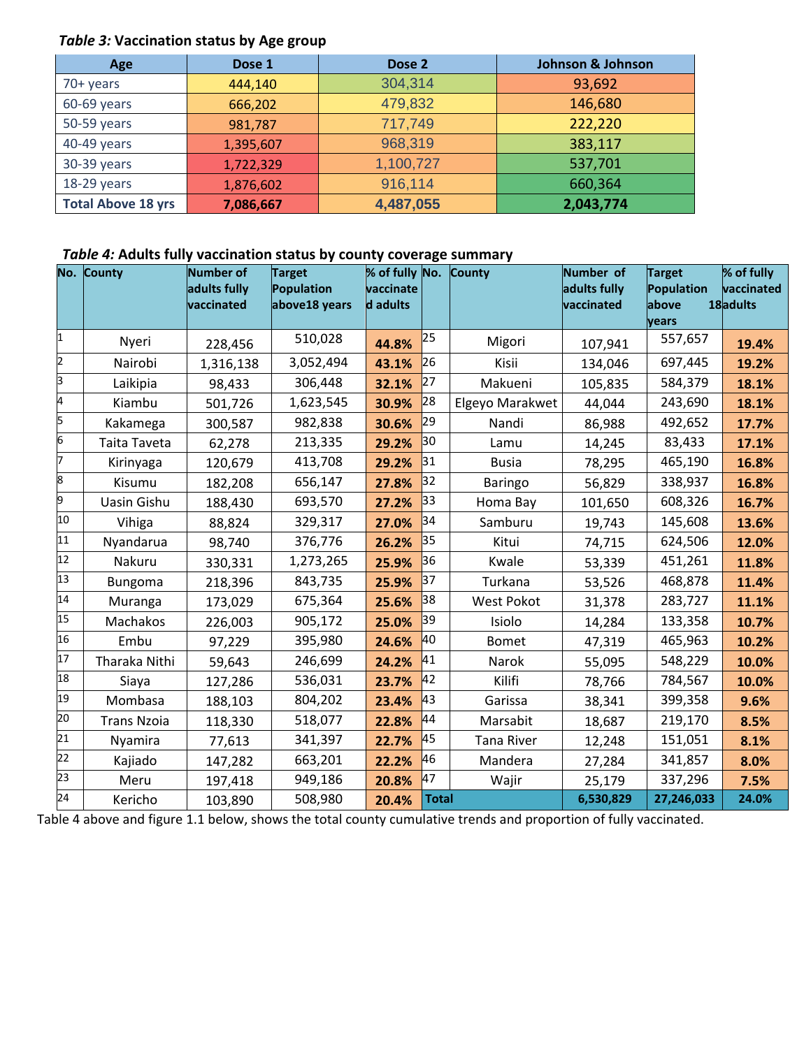***Table 3:*** **Vaccination status by Age group**

| Age | Dose 1 | Dose 2 | Johnson & Johnson |
|---|---|---|---|
| 70+ years | 444,140 | 304,314 | 93,692 |
| 60-69 years | 666,202 | 479,832 | 146,680 |
| 50-59 years | 981,787 | 717,749 | 222,220 |
| 40-49 years | 1,395,607 | 968,319 | 383,117 |
| 30-39 years | 1,722,329 | 1,100,727 | 537,701 |
| 18-29 years | 1,876,602 | 916,114 | 660,364 |
| **Total Above 18 yrs** | **7,086,667** | **4,487,055** | **2,043,774** |

***Table 4:*** **Adults fully vaccination status by county coverage summary**

| No. | County | Number of adults fully vaccinated | Target Population above18 years | % of fully vaccinated adults | No. | County | Number of adults fully vaccinated | Target Population above 18 years | % of fully vaccinated adults |
|---|---|---|---|---|---|---|---|---|---|
| 1 | Nyeri | 228,456 | 510,028 | **44.8%** | 25 | Migori | 107,941 | 557,657 | **19.4%** |
| 2 | Nairobi | 1,316,138 | 3,052,494 | **43.1%** | 26 | Kisii | 134,046 | 697,445 | **19.2%** |
| 3 | Laikipia | 98,433 | 306,448 | **32.1%** | 27 | Makueni | 105,835 | 584,379 | **18.1%** |
| 4 | Kiambu | 501,726 | 1,623,545 | **30.9%** | 28 | Elgeyo Marakwet | 44,044 | 243,690 | **18.1%** |
| 5 | Kakamega | 300,587 | 982,838 | **30.6%** | 29 | Nandi | 86,988 | 492,652 | **17.7%** |
| 6 | Taita Taveta | 62,278 | 213,335 | **29.2%** | 30 | Lamu | 14,245 | 83,433 | **17.1%** |
| 7 | Kirinyaga | 120,679 | 413,708 | **29.2%** | 31 | Busia | 78,295 | 465,190 | **16.8%** |
| 8 | Kisumu | 182,208 | 656,147 | **27.8%** | 32 | Baringo | 56,829 | 338,937 | **16.8%** |
| 9 | Uasin Gishu | 188,430 | 693,570 | **27.2%** | 33 | Homa Bay | 101,650 | 608,326 | **16.7%** |
| 10 | Vihiga | 88,824 | 329,317 | **27.0%** | 34 | Samburu | 19,743 | 145,608 | **13.6%** |
| 11 | Nyandarua | 98,740 | 376,776 | **26.2%** | 35 | Kitui | 74,715 | 624,506 | **12.0%** |
| 12 | Nakuru | 330,331 | 1,273,265 | **25.9%** | 36 | Kwale | 53,339 | 451,261 | **11.8%** |
| 13 | Bungoma | 218,396 | 843,735 | **25.9%** | 37 | Turkana | 53,526 | 468,878 | **11.4%** |
| 14 | Muranga | 173,029 | 675,364 | **25.6%** | 38 | West Pokot | 31,378 | 283,727 | **11.1%** |
| 15 | Machakos | 226,003 | 905,172 | **25.0%** | 39 | Isiolo | 14,284 | 133,358 | **10.7%** |
| 16 | Embu | 97,229 | 395,980 | **24.6%** | 40 | Bomet | 47,319 | 465,963 | **10.2%** |
| 17 | Tharaka Nithi | 59,643 | 246,699 | **24.2%** | 41 | Narok | 55,095 | 548,229 | **10.0%** |
| 18 | Siaya | 127,286 | 536,031 | **23.7%** | 42 | Kilifi | 78,766 | 784,567 | **10.0%** |
| 19 | Mombasa | 188,103 | 804,202 | **23.4%** | 43 | Garissa | 38,341 | 399,358 | **9.6%** |
| 20 | Trans Nzoia | 118,330 | 518,077 | **22.8%** | 44 | Marsabit | 18,687 | 219,170 | **8.5%** |
| 21 | Nyamira | 77,613 | 341,397 | **22.7%** | 45 | Tana River | 12,248 | 151,051 | **8.1%** |
| 22 | Kajiado | 147,282 | 663,201 | **22.2%** | 46 | Mandera | 27,284 | 341,857 | **8.0%** |
| 23 | Meru | 197,418 | 949,186 | **20.8%** | 47 | Wajir | 25,179 | 337,296 | **7.5%** |
| 24 | Kericho | 103,890 | 508,980 | **20.4%** | **Total** | | **6,530,829** | **27,246,033** | **24.0%** |

Table 4 above and figure 1.1 below, shows the total county cumulative trends and proportion of fully vaccinated.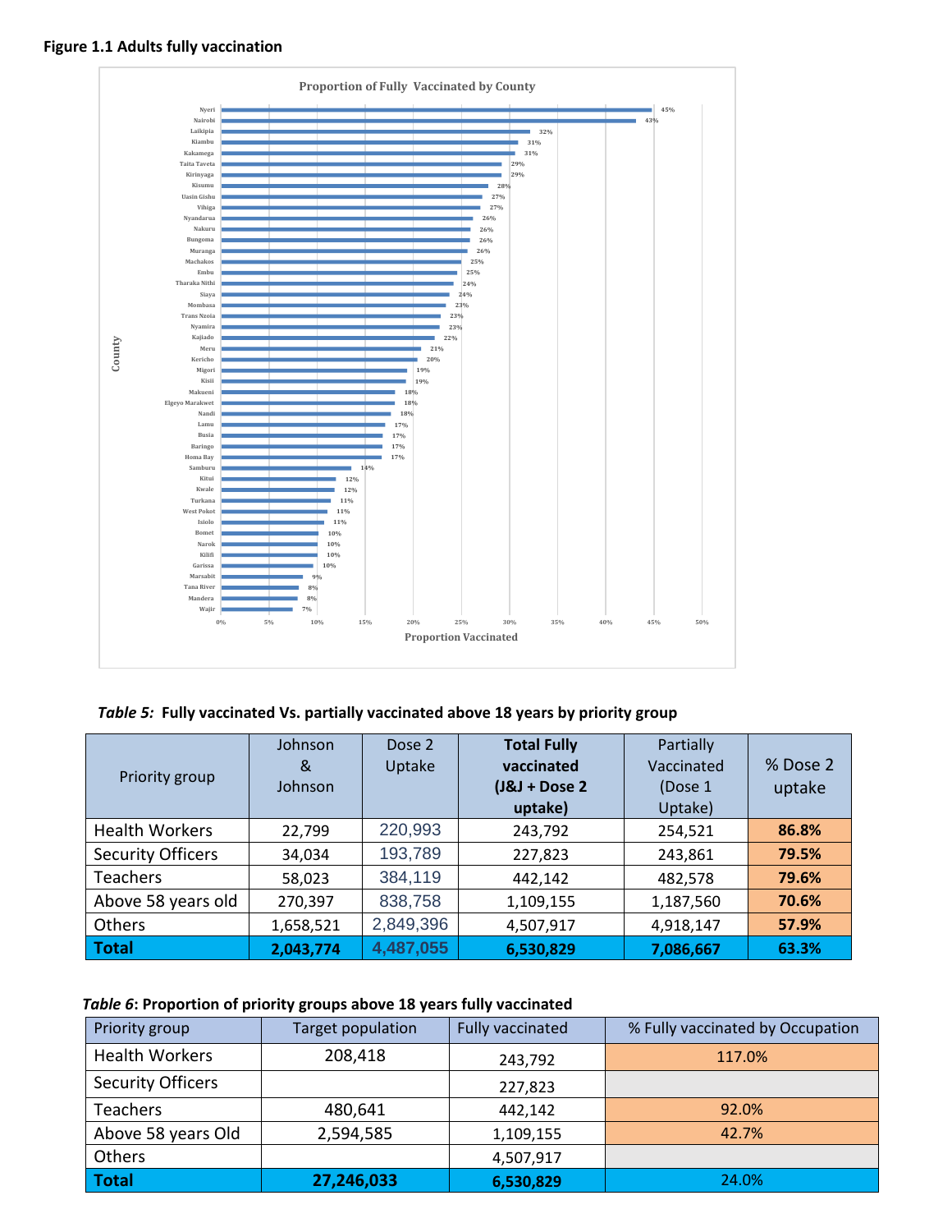**Figure 1.1 Adults fully vaccination**

| County | Proportion Fully Vaccinated |
|---|---|
| Nyeri | 45% |
| Nairobi | 43% |
| Laikipia | 32% |
| Kiambu | 31% |
| Kakamega | 31% |
| Taita Taveta | 29% |
| Kirinyaga | 29% |
| Kisumu | 28% |
| Uasin Gishu | 27% |
| Vihiga | 27% |
| Nyandarua | 26% |
| Nakuru | 26% |
| Bungoma | 26% |
| Muranga | 26% |
| Machakos | 25% |
| Embu | 25% |
| Tharaka Nithi | 24% |
| Siaya | 24% |
| Mombasa | 23% |
| Trans Nzoia | 23% |
| Nyamira | 23% |
| Kajiado | 22% |
| Meru | 21% |
| Kericho | 20% |
| Migori | 19% |
| Kisii | 19% |
| Makueni | 18% |
| Elgeyo Marakwet | 18% |
| Nandi | 18% |
| Lamu | 17% |
| Busia | 17% |
| Baringo | 17% |
| Homa Bay | 17% |
| Samburu | 14% |
| Kitui | 12% |
| Kwale | 12% |
| Turkana | 11% |
| West Pokot | 11% |
| Isiolo | 11% |
| Bomet | 10% |
| Narok | 10% |
| Kilifi | 10% |
| Garissa | 10% |
| Marsabit | 9% |
| Tana River | 8% |
| Mandera | 8% |
| Wajir | 7% |

*Table 5:* **Fully vaccinated Vs. partially vaccinated above 18 years by priority group**

| Priority group | Johnson & Johnson | Dose 2 Uptake | **Total Fully vaccinated (J&J + Dose 2 uptake)** | Partially Vaccinated (Dose 1 Uptake) | % Dose 2 uptake |
|---|---|---|---|---|---|
| Health Workers | 22,799 | 220,993 | 243,792 | 254,521 | **86.8%** |
| Security Officers | 34,034 | 193,789 | 227,823 | 243,861 | **79.5%** |
| Teachers | 58,023 | 384,119 | 442,142 | 482,578 | **79.6%** |
| Above 58 years old | 270,397 | 838,758 | 1,109,155 | 1,187,560 | **70.6%** |
| Others | 1,658,521 | 2,849,396 | 4,507,917 | 4,918,147 | **57.9%** |
| **Total** | **2,043,774** | **4,487,055** | **6,530,829** | **7,086,667** | **63.3%** |

*Table 6*: **Proportion of priority groups above 18 years fully vaccinated**

| Priority group | Target population | Fully vaccinated | % Fully vaccinated by Occupation |
|---|---|---|---|
| Health Workers | 208,418 | 243,792 | 117.0% |
| Security Officers | | 227,823 | |
| Teachers | 480,641 | 442,142 | 92.0% |
| Above 58 years Old | 2,594,585 | 1,109,155 | 42.7% |
| Others | | 4,507,917 | |
| **Total** | **27,246,033** | **6,530,829** | 24.0% |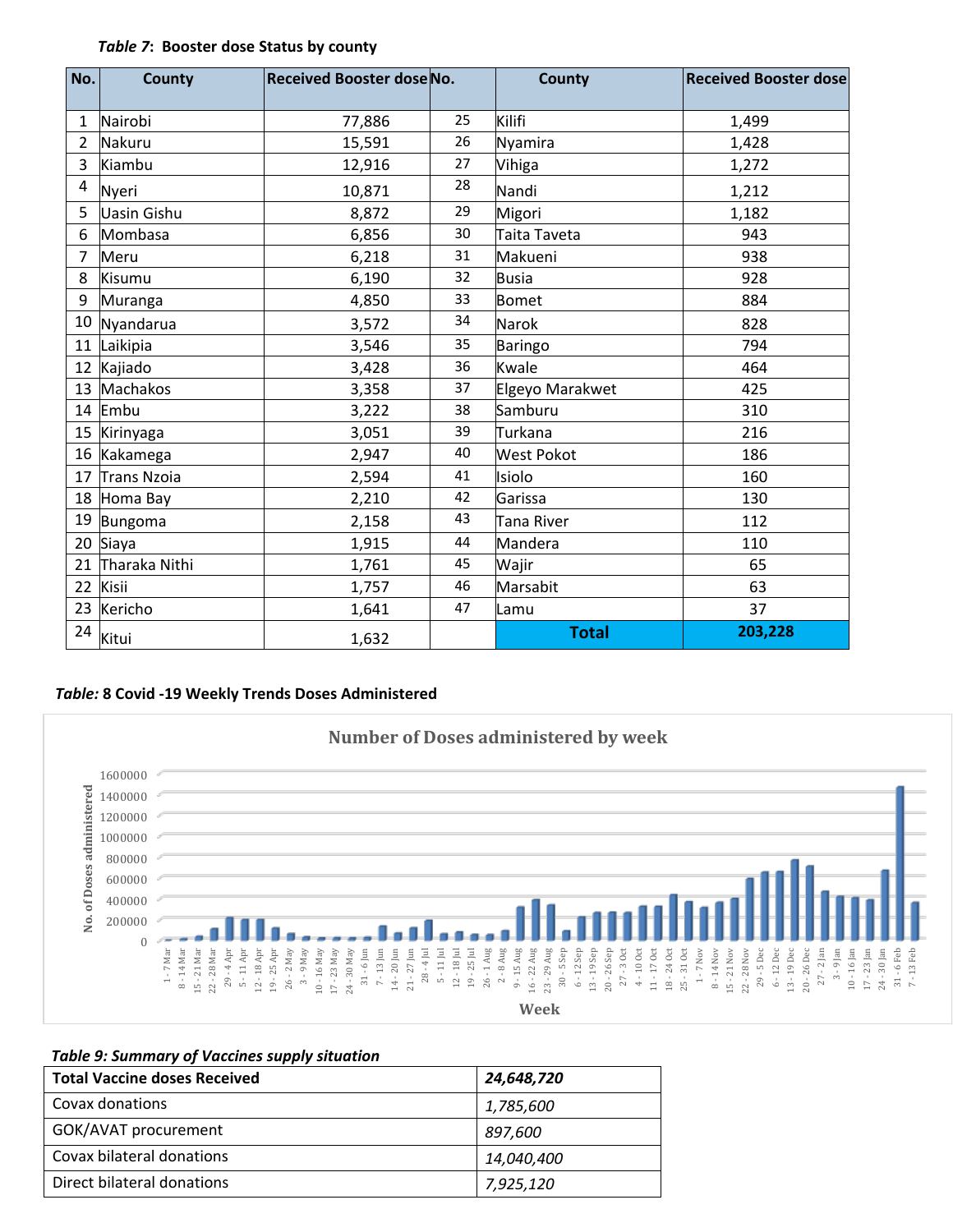***Table 7*: Booster dose Status by county**

| No. | County | Received Booster dose | No. | County | Received Booster dose |
|---|---|---|---|---|---|
| 1 | Nairobi | 77,886 | 25 | Kilifi | 1,499 |
| 2 | Nakuru | 15,591 | 26 | Nyamira | 1,428 |
| 3 | Kiambu | 12,916 | 27 | Vihiga | 1,272 |
| 4 | Nyeri | 10,871 | 28 | Nandi | 1,212 |
| 5 | Uasin Gishu | 8,872 | 29 | Migori | 1,182 |
| 6 | Mombasa | 6,856 | 30 | Taita Taveta | 943 |
| 7 | Meru | 6,218 | 31 | Makueni | 938 |
| 8 | Kisumu | 6,190 | 32 | Busia | 928 |
| 9 | Muranga | 4,850 | 33 | Bomet | 884 |
| 10 | Nyandarua | 3,572 | 34 | Narok | 828 |
| 11 | Laikipia | 3,546 | 35 | Baringo | 794 |
| 12 | Kajiado | 3,428 | 36 | Kwale | 464 |
| 13 | Machakos | 3,358 | 37 | Elgeyo Marakwet | 425 |
| 14 | Embu | 3,222 | 38 | Samburu | 310 |
| 15 | Kirinyaga | 3,051 | 39 | Turkana | 216 |
| 16 | Kakamega | 2,947 | 40 | West Pokot | 186 |
| 17 | Trans Nzoia | 2,594 | 41 | Isiolo | 160 |
| 18 | Homa Bay | 2,210 | 42 | Garissa | 130 |
| 19 | Bungoma | 2,158 | 43 | Tana River | 112 |
| 20 | Siaya | 1,915 | 44 | Mandera | 110 |
| 21 | Tharaka Nithi | 1,761 | 45 | Wajir | 65 |
| 22 | Kisii | 1,757 | 46 | Marsabit | 63 |
| 23 | Kericho | 1,641 | 47 | Lamu | 37 |
| 24 | Kitui | 1,632 | | **Total** | **203,228** |

***Table:* 8 Covid -19 Weekly Trends Doses Administered**

**Number of Doses administered by week**

***Table 9: Summary of Vaccines supply situation***

| **Total Vaccine doses Received** | ***24,648,720*** |
|---|---|
| Covax donations | *1,785,600* |
| GOK/AVAT procurement | *897,600* |
| Covax bilateral donations | *14,040,400* |
| Direct bilateral donations | *7,925,120* |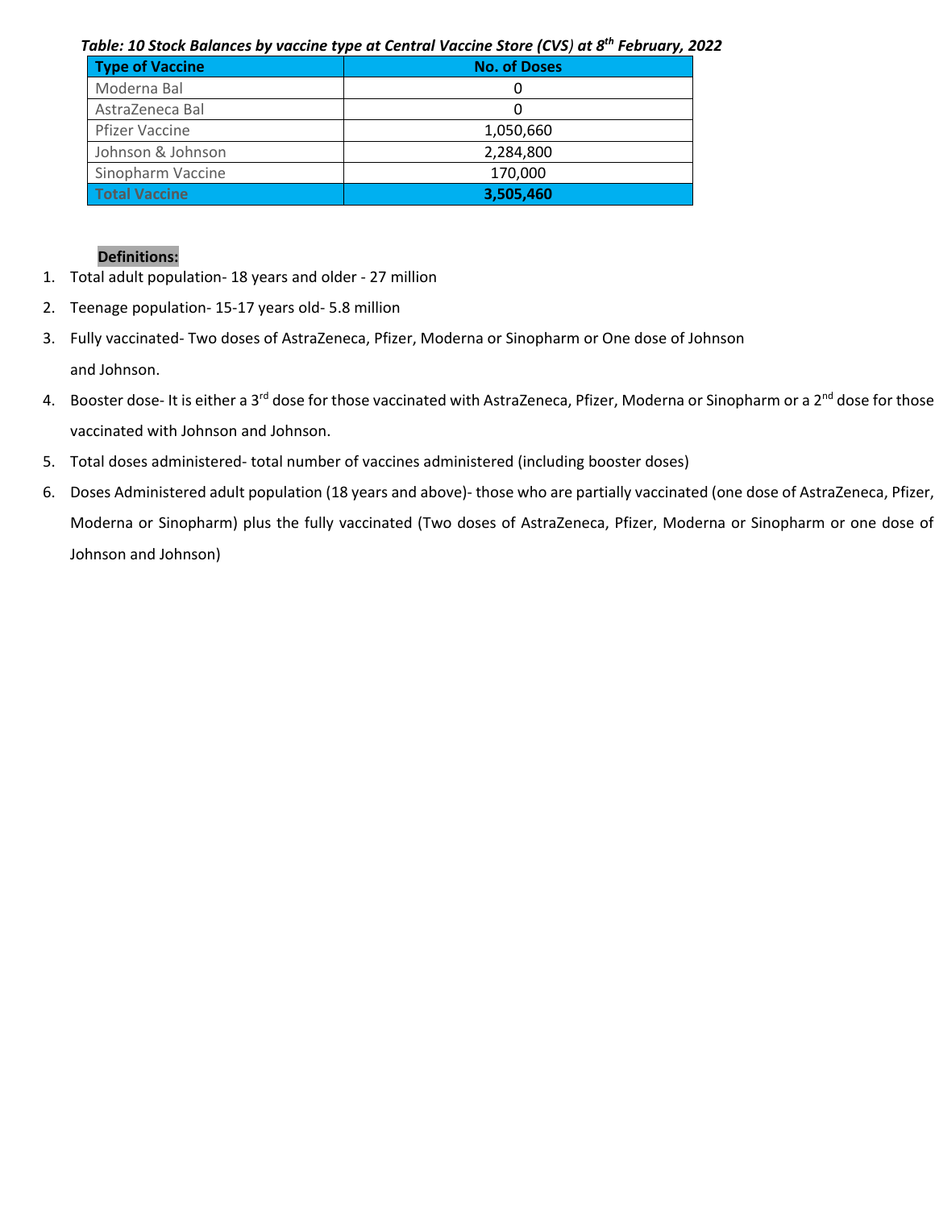*Table: 10 Stock Balances by vaccine type at Central Vaccine Store (CVS) at 8th February, 2022*

| Type of Vaccine | No. of Doses |
|---|---|
| Moderna Bal | 0 |
| AstraZeneca Bal | 0 |
| Pfizer Vaccine | 1,050,660 |
| Johnson & Johnson | 2,284,800 |
| Sinopharm Vaccine | 170,000 |
| **Total Vaccine** | **3,505,460** |

**Definitions:**

1. Total adult population- 18 years and older - 27 million
2. Teenage population- 15-17 years old- 5.8 million
3. Fully vaccinated- Two doses of AstraZeneca, Pfizer, Moderna or Sinopharm or One dose of Johnson and Johnson.
4. Booster dose- It is either a 3rd dose for those vaccinated with AstraZeneca, Pfizer, Moderna or Sinopharm or a 2nd dose for those vaccinated with Johnson and Johnson.
5. Total doses administered- total number of vaccines administered (including booster doses)
6. Doses Administered adult population (18 years and above)- those who are partially vaccinated (one dose of AstraZeneca, Pfizer, Moderna or Sinopharm) plus the fully vaccinated (Two doses of AstraZeneca, Pfizer, Moderna or Sinopharm or one dose of Johnson and Johnson)